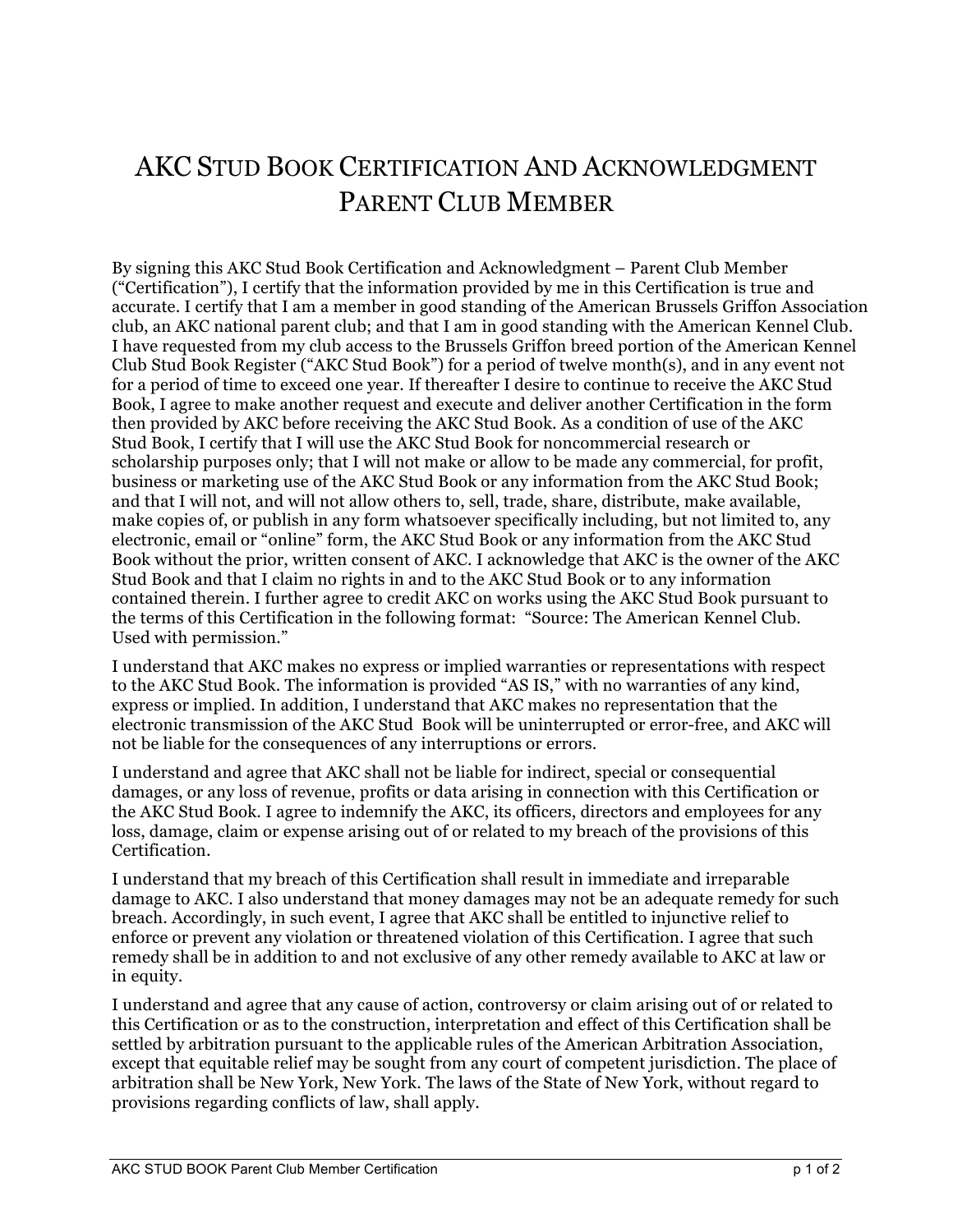# AKC Stud Book Certification And Acknowledgment Parent Club Member

By signing this AKC Stud Book Certification and Acknowledgment – Parent Club Member ("Certification"), I certify that the information provided by me in this Certification is true and accurate. I certify that I am a member in good standing of the American Brussels Griffon Association club, an AKC national parent club; and that I am in good standing with the American Kennel Club. I have requested from my club access to the Brussels Griffon breed portion of the American Kennel Club Stud Book Register ("AKC Stud Book") for a period of twelve month(s), and in any event not for a period of time to exceed one year. If thereafter I desire to continue to receive the AKC Stud Book, I agree to make another request and execute and deliver another Certification in the form then provided by AKC before receiving the AKC Stud Book. As a condition of use of the AKC Stud Book, I certify that I will use the AKC Stud Book for noncommercial research or scholarship purposes only; that I will not make or allow to be made any commercial, for profit, business or marketing use of the AKC Stud Book or any information from the AKC Stud Book; and that I will not, and will not allow others to, sell, trade, share, distribute, make available, make copies of, or publish in any form whatsoever specifically including, but not limited to, any electronic, email or "online" form, the AKC Stud Book or any information from the AKC Stud Book without the prior, written consent of AKC. I acknowledge that AKC is the owner of the AKC Stud Book and that I claim no rights in and to the AKC Stud Book or to any information contained therein. I further agree to credit AKC on works using the AKC Stud Book pursuant to the terms of this Certification in the following format: "Source: The American Kennel Club. Used with permission."

I understand that AKC makes no express or implied warranties or representations with respect to the AKC Stud Book. The information is provided "AS IS," with no warranties of any kind, express or implied. In addition, I understand that AKC makes no representation that the electronic transmission of the AKC Stud Book will be uninterrupted or error-free, and AKC will not be liable for the consequences of any interruptions or errors.

I understand and agree that AKC shall not be liable for indirect, special or consequential damages, or any loss of revenue, profits or data arising in connection with this Certification or the AKC Stud Book. I agree to indemnify the AKC, its officers, directors and employees for any loss, damage, claim or expense arising out of or related to my breach of the provisions of this Certification.

I understand that my breach of this Certification shall result in immediate and irreparable damage to AKC. I also understand that money damages may not be an adequate remedy for such breach. Accordingly, in such event, I agree that AKC shall be entitled to injunctive relief to enforce or prevent any violation or threatened violation of this Certification. I agree that such remedy shall be in addition to and not exclusive of any other remedy available to AKC at law or in equity.

I understand and agree that any cause of action, controversy or claim arising out of or related to this Certification or as to the construction, interpretation and effect of this Certification shall be settled by arbitration pursuant to the applicable rules of the American Arbitration Association, except that equitable relief may be sought from any court of competent jurisdiction. The place of arbitration shall be New York, New York. The laws of the State of New York, without regard to provisions regarding conflicts of law, shall apply.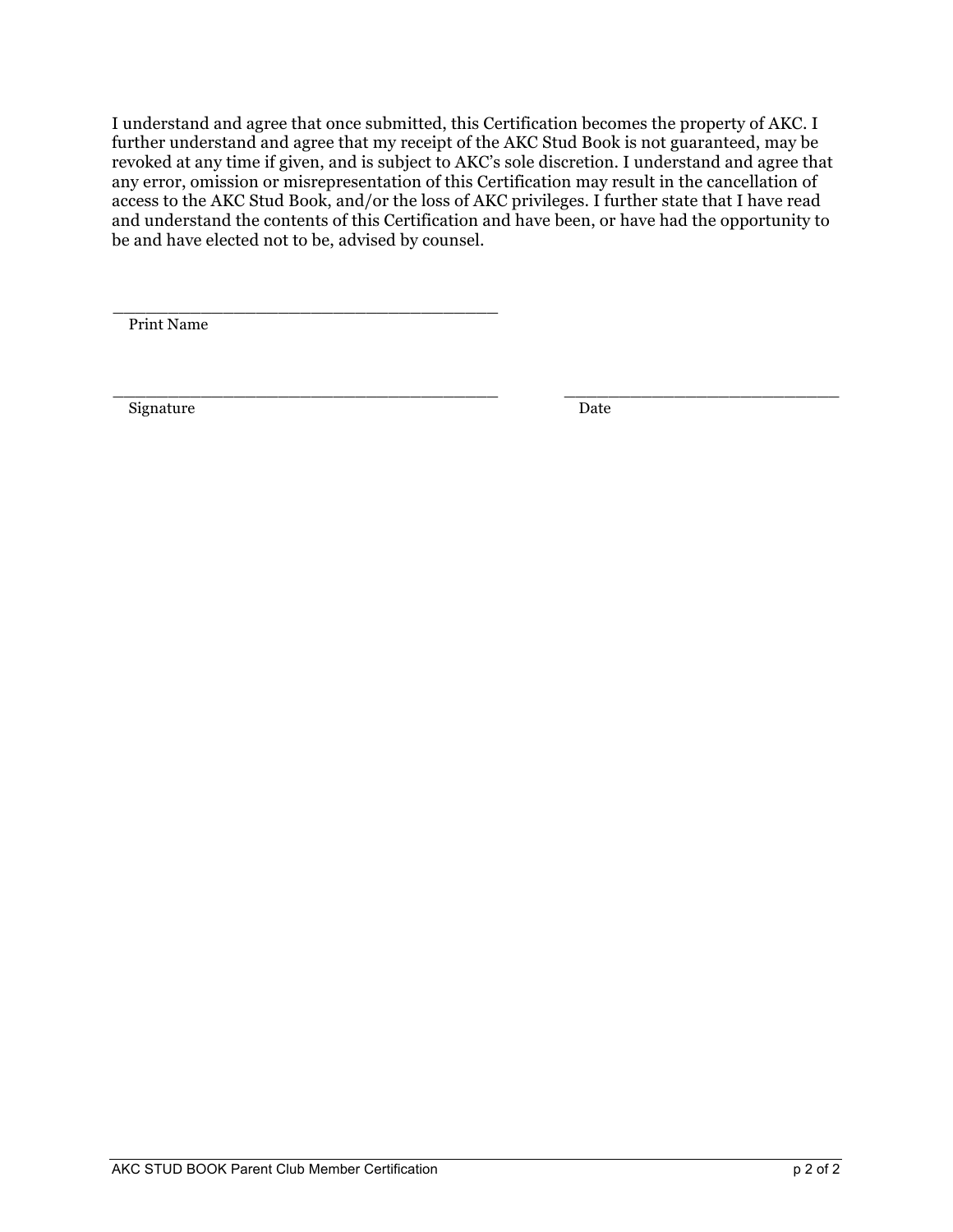I understand and agree that once submitted, this Certification becomes the property of AKC. I further understand and agree that my receipt of the AKC Stud Book is not guaranteed, may be revoked at any time if given, and is subject to AKC's sole discretion. I understand and agree that any error, omission or misrepresentation of this Certification may result in the cancellation of access to the AKC Stud Book, and/or the loss of AKC privileges. I further state that I have read and understand the contents of this Certification and have been, or have had the opportunity to be and have elected not to be, advised by counsel.

_________________________________________
Print Name

_________________________________________ _____________________________
Signature Date